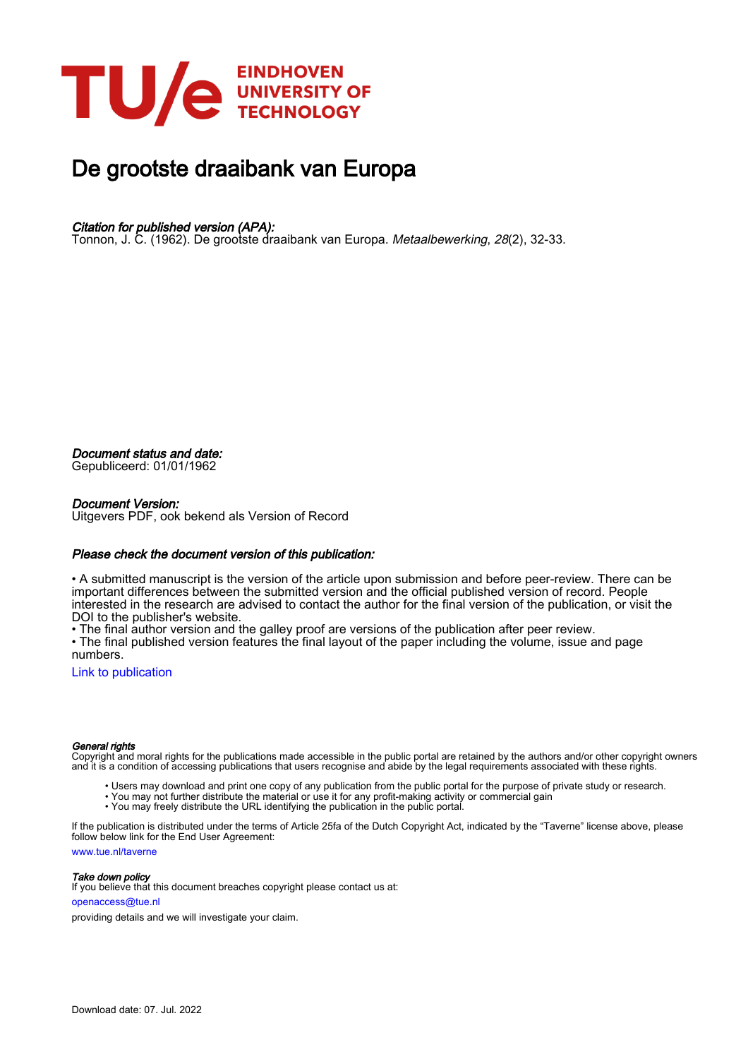# De grootste draaibank van Europa

*Citation for published version (APA):*
Tonnon, J. C. (1962). De grootste draaibank van Europa. *Metaalbewerking*, *28*(2), 32-33.

*Document status and date:*
Gepubliceerd: 01/01/1962

*Document Version:*
Uitgevers PDF, ook bekend als Version of Record

*Please check the document version of this publication:*

• A submitted manuscript is the version of the article upon submission and before peer-review. There can be important differences between the submitted version and the official published version of record. People interested in the research are advised to contact the author for the final version of the publication, or visit the DOI to the publisher's website.
• The final author version and the galley proof are versions of the publication after peer review.
• The final published version features the final layout of the paper including the volume, issue and page numbers.

Link to publication

*General rights*
Copyright and moral rights for the publications made accessible in the public portal are retained by the authors and/or other copyright owners and it is a condition of accessing publications that users recognise and abide by the legal requirements associated with these rights.

• Users may download and print one copy of any publication from the public portal for the purpose of private study or research.
• You may not further distribute the material or use it for any profit-making activity or commercial gain
• You may freely distribute the URL identifying the publication in the public portal.

If the publication is distributed under the terms of Article 25fa of the Dutch Copyright Act, indicated by the "Taverne" license above, please follow below link for the End User Agreement:

www.tue.nl/taverne

*Take down policy*
If you believe that this document breaches copyright please contact us at:

openaccess@tue.nl

providing details and we will investigate your claim.

Download date: 07. Jul. 2022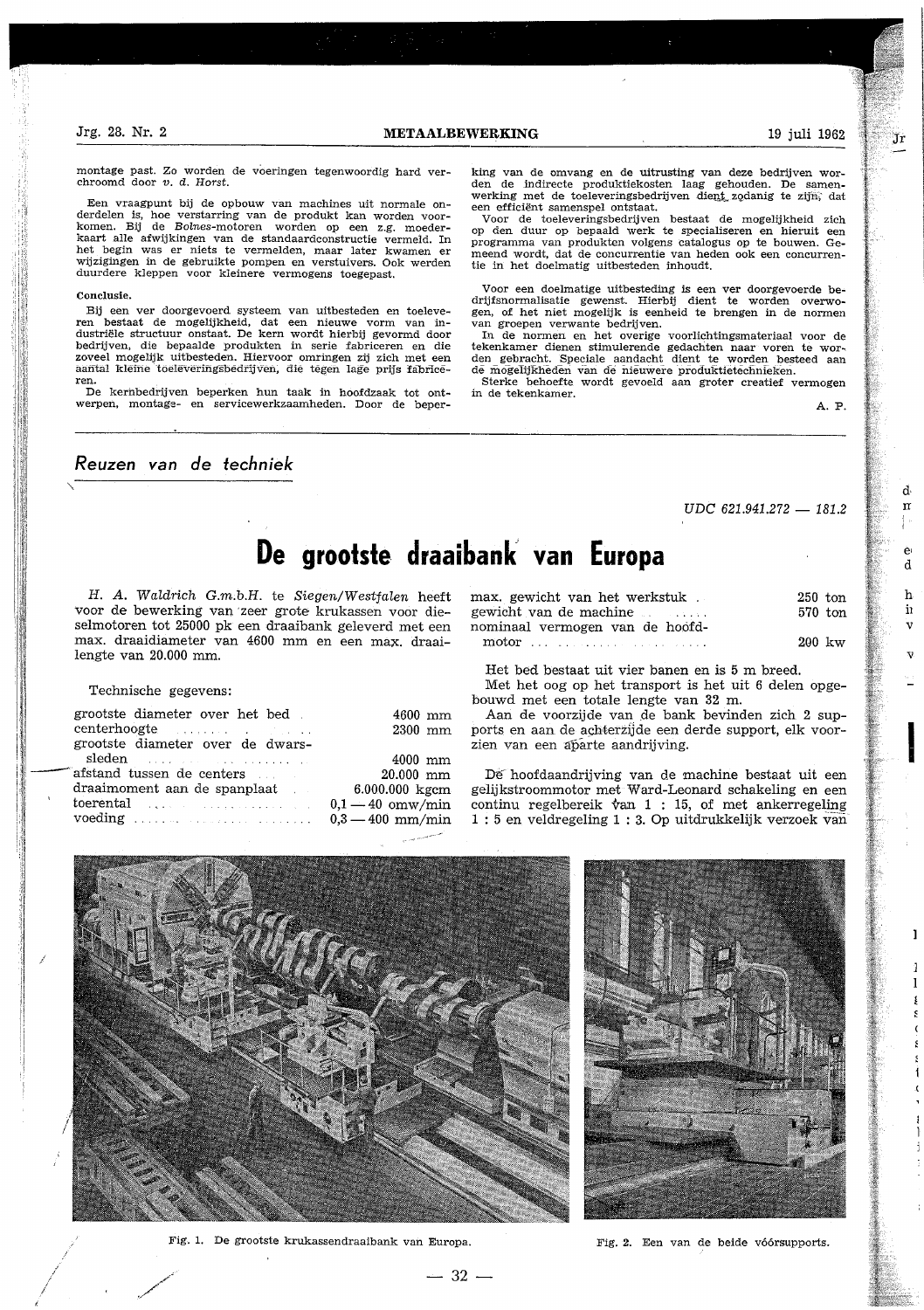montage past. Zo worden de voeringen tegenwoordig hard verchroomd door *v. d. Horst*.

Een vraagpunt bij de opbouw van machines uit normale onderdelen is, hoe verstarring van de produkt kan worden voorkomen. Bij de *Bolnes*-motoren worden op een z.g. moederkaart alle afwijkingen van de standaardconstructie vermeld. In het begin was er niets te vermelden, maar later kwamen er wijzigingen in de gebruikte pompen en verstuivers. Ook werden duurdere kleppen voor kleinere vermogens toegepast.

**Conclusie.**

Bij een ver doorgevoerd systeem van uitbesteden en toeleveren bestaat de mogelijkheid, dat een nieuwe vorm van industriële structuur onstaat. De kern wordt hierbij gevormd door bedrijven, die bepaalde produkten in serie fabriceren en die zoveel mogelijk uitbesteden. Hiervoor omringen zij zich met een aantal kleine toeleveringsbedrijven, die tegen lage prijs fabriceren.

De kernbedrijven beperken hun taak in hoofdzaak tot ontwerpen, montage- en servicewerkzaamheden. Door de beperking van de omvang en de uitrusting van deze bedrijven worden de indirecte produktiekosten laag gehouden. De samenwerking met de toeleveringsbedrijven dient zodanig te zijn, dat een efficiënt samenspel ontstaat.

Voor de toeleveringsbedrijven bestaat de mogelijkheid zich op den duur op bepaald werk te specialiseren en hieruit een programma van produkten volgens catalogus op te bouwen. Gemeend wordt, dat de concurrentie van heden ook een concurrentie in het doelmatig uitbesteden inhoudt.

Voor een doelmatige uitbesteding is een ver doorgevoerde bedrijfsnormalisatie gewenst. Hierbij dient te worden overwogen, of het niet mogelijk is eenheid te brengen in de normen van groepen verwante bedrijven.

In de normen en het overige voorlichtingsmateriaal voor de tekenkamer dienen stimulerende gedachten naar voren te worden gebracht. Speciale aandacht dient te worden besteed aan de mogelijkheden van de nieuwere produktietechnieken.

Sterke behoefte wordt gevoeld aan groter creatief vermogen in de tekenkamer.

A. P.

---

## *Reuzen van de techniek*

*UDC 621.941.272 — 181.2*

# De grootste draaibank van Europa

*H. A. Waldrich G.m.b.H.* te *Siegen/Westfalen* heeft voor de bewerking van zeer grote krukassen voor dieselmotoren tot 25000 pk een draaibank geleverd met een max. draaidiameter van 4600 mm en een max. draailengte van 20.000 mm.

Technische gegevens:

| | |
|---|---|
| grootste diameter over het bed | 4600 mm |
| centerhoogte | 2300 mm |
| grootste diameter over de dwarssleden | 4000 mm |
| afstand tussen de centers | 20.000 mm |
| draaimoment aan de spanplaat | 6.000.000 kgcm |
| toerental | 0,1 — 40 omw/min |
| voeding | 0,3 — 400 mm/min |
| max. gewicht van het werkstuk | 250 ton |
| gewicht van de machine | 570 ton |
| nominaal vermogen van de hoofdmotor | 200 kw |

Het bed bestaat uit vier banen en is 5 m breed.

Met het oog op het transport is het uit 6 delen opgebouwd met een totale lengte van 32 m.

Aan de voorzijde van de bank bevinden zich 2 supports en aan de achterzijde een derde support, elk voorzien van een aparte aandrijving.

De hoofdaandrijving van de machine bestaat uit een gelijkstroommotor met Ward-Leonard schakeling en een continu regelbereik van 1 : 15, of met ankerregeling 1 : 5 en veldregeling 1 : 3. Op uitdrukkelijk verzoek van

Fig. 1. De grootste krukassendraaibank van Europa.

Fig. 2. Een van de beide vóórsupports.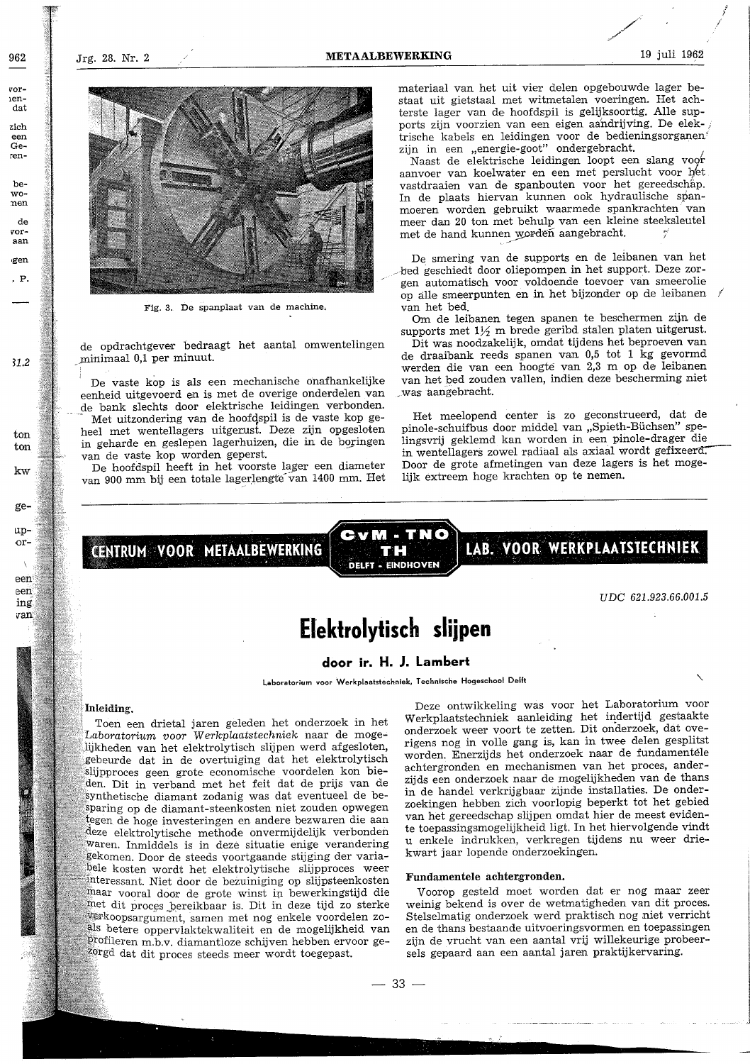Fig. 3. De spanplaat van de machine.

de opdrachtgever bedraagt het aantal omwentelingen minimaal 0,1 per minuut.

De vaste kop is als een mechanische onafhankelijke eenheid uitgevoerd en is met de overige onderdelen van de bank slechts door elektrische leidingen verbonden.

Met uitzondering van de hoofdspil is de vaste kop geheel met wentellagers uitgerust. Deze zijn opgesloten in geharde en geslepen lagerhuizen, die in de boringen van de vaste kop worden geperst.

De hoofdspil heeft in het voorste lager een diameter van 900 mm bij een totale lagerlengte van 1400 mm. Het materiaal van het uit vier delen opgebouwde lager bestaat uit gietstaal met witmetalen voeringen. Het achterste lager van de hoofdspil is gelijksoortig. Alle supports zijn voorzien van een eigen aandrijving. De elektrische kabels en leidingen voor de bedieningsorganen zijn in een „energie-goot" ondergebracht.

Naast de elektrische leidingen loopt een slang voor aanvoer van koelwater en een met persluch voor het vastdraaien van de spanbouten voor het gereedschap. In de plaats hiervan kunnen ook hydraulische spanmoeren worden gebruikt waarmede spankrachten van meer dan 20 ton met behulp van een kleine steeksleutel met de hand kunnen worden aangebracht.

De smering van de supports en de leibanen van het bed geschiedt door oliepompen in het support. Deze zorgen automatisch voor voldoende toevoer van smeerolie op alle smeerpunten en in het bijzonder op de leibanen van het bed.

Om de leibanen tegen spanen te beschermen zijn de supports met 1½ m brede geribd stalen platen uitgerust.

Dit was noodzakelijk, omdat tijdens het beproeven van de draaibank reeds spanen van 0,5 tot 1 kg gevormd werden die van een hoogte van 2,3 m op de leibanen van het bed zouden vallen, indien deze bescherming niet was aangebracht.

Het meelopend center is zo geconstrueerd, dat de pinole-schuifbus door middel van „Spieth-Büchsen" spelingsvrij geklemd kan worden in een pinole-drager die in wentellagers zowel radiaal als axiaal wordt gefixeerd. Door de grote afmetingen van deze lagers is het mogelijk extreem hoge krachten op te nemen.

---

CENTRUM VOOR METAALBEWERKING — CvM - TNO / TH — DELFT - EINDHOVEN — LAB. VOOR WERKPLAATSTECHNIEK

*UDC 621.923.66.001.5*

# Elektrolytisch slijpen

**door ir. H. J. Lambert**

Laboratorium voor Werkplaatstechniek, Technische Hogeschool Delft

**Inleiding.**

Toen een drietal jaren geleden het onderzoek in het *Laboratorium voor Werkplaatstechniek* naar de mogelijkheden van het elektrolytisch slijpen werd afgesloten, gebeurde dat in de overtuiging dat het elektrolytisch slijpproces geen grote economische voordelen kon bieden. Dit in verband met het feit dat de prijs van de synthetische diamant zodanig was dat eventueel de besparing op de diamant-steenkosten niet zouden opwegen tegen de hoge investeringen en andere bezwaren die aan deze elektrolytische methode onvermijdelijk verbonden waren. Inmiddels is in deze situatie enige verandering gekomen. Door de steeds voortgaande stijging der variabele kosten wordt het elektrolytische slijpproces weer interessant. Niet door de bezuiniging op slijpsteenkosten maar vooral door de grote winst in bewerkingstijd die met dit proces bereikbaar is. Dit in deze tijd zo sterke verkoopsargument, samen met nog enkele voordelen zoals betere oppervlaktekwaliteit en de mogelijkheid van profileren m.b.v. diamantloze schijven hebben ervoor gezorgd dat dit proces steeds meer wordt toegepast.

Deze ontwikkeling was voor het Laboratorium voor Werkplaatstechniek aanleiding het indertijd gestaakte onderzoek weer voort te zetten. Dit onderzoek, dat overigens nog in volle gang is, kan in twee delen gesplitst worden. Enerzijds het onderzoek naar de fundamentele achtergronden en mechanismen van het proces, anderzijds een onderzoek naar de mogelijkheden van de thans in de handel verkrijgbaar zijnde installaties. De onderzoekingen hebben zich voorlopig beperkt tot het gebied van het gereedschap slijpen omdat hier de meest evidente toepassingsmogelijkheid ligt. In het hiervolgende vindt u enkele indrukken, verkregen tijdens nu weer driekwart jaar lopende onderzoekingen.

**Fundamentele achtergronden.**

Voorop gesteld moet worden dat er nog maar zeer weinig bekend is over de wetmatigheden van dit proces. Stelselmatig onderzoek werd praktisch nog niet verricht en de thans bestaande uitvoeringsvormen en toepassingen zijn de vrucht van een aantal vrij willekeurige probeersels gepaard aan een aantal jaren praktijkervaring.